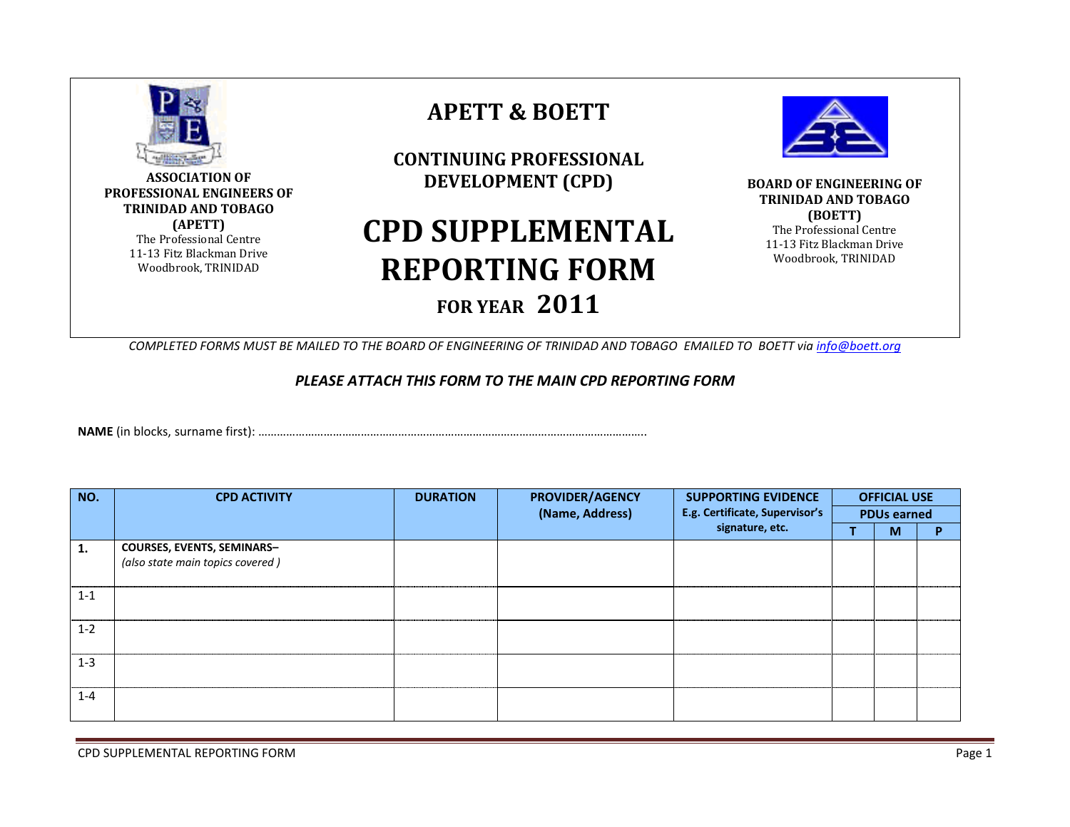**ASSOCIATION OF PROFESSIONAL ENGINEERS OF TRINIDAD AND TOBAGO (APETT)**
The Professional Centre
11-13 Fitz Blackman Drive
Woodbrook, TRINIDAD

# APETT & BOETT

## CONTINUING PROFESSIONAL DEVELOPMENT (CPD)

# CPD SUPPLEMENTAL REPORTING FORM

## FOR YEAR 2011

**BOARD OF ENGINEERING OF TRINIDAD AND TOBAGO (BOETT)**
The Professional Centre
11-13 Fitz Blackman Drive
Woodbrook, TRINIDAD

*COMPLETED FORMS MUST BE MAILED TO THE BOARD OF ENGINEERING OF TRINIDAD AND TOBAGO EMAILED TO BOETT via info@boett.org*

***PLEASE ATTACH THIS FORM TO THE MAIN CPD REPORTING FORM***

**NAME** (in blocks, surname first): ………………………………………………………………………………………………………….

| NO. | CPD ACTIVITY | DURATION | PROVIDER/AGENCY (Name, Address) | SUPPORTING EVIDENCE E.g. Certificate, Supervisor's signature, etc. | OFFICIAL USE PDUs earned | | |
|---|---|---|---|---|---|---|---|
| | | | | | T | M | P |
| **1.** | **COURSES, EVENTS, SEMINARS–** *(also state main topics covered )* | | | | | | |
| 1-1 | | | | | | | |
| 1-2 | | | | | | | |
| 1-3 | | | | | | | |
| 1-4 | | | | | | | |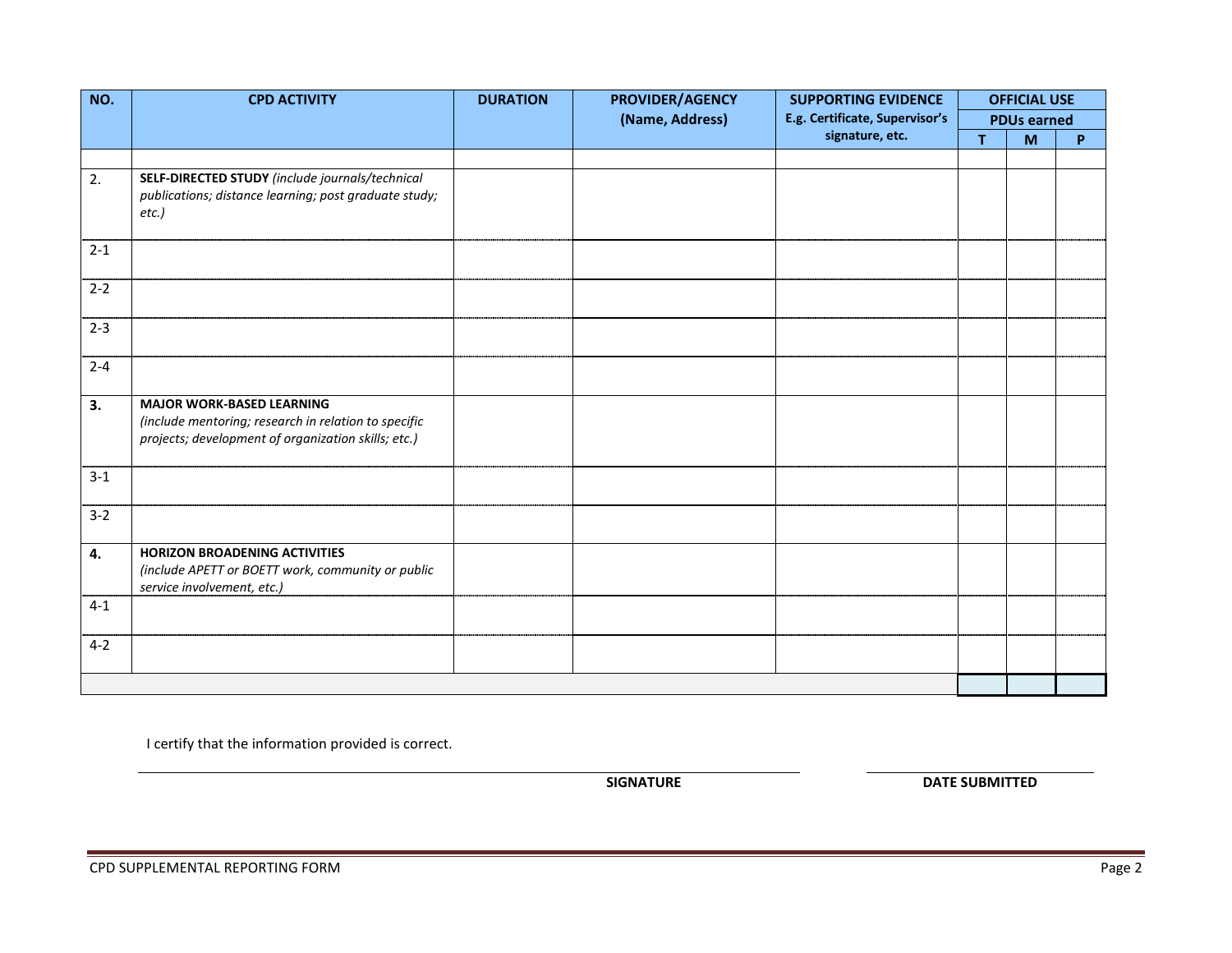| NO. | CPD ACTIVITY | DURATION | PROVIDER/AGENCY (Name, Address) | SUPPORTING EVIDENCE E.g. Certificate, Supervisor's signature, etc. | OFFICIAL USE PDUs earned | | |
|---|---|---|---|---|---|---|---|
| | | | | | T | M | P |
| | | | | | | | |
| 2. | **SELF-DIRECTED STUDY** *(include journals/technical publications; distance learning; post graduate study; etc.)* | | | | | | |
| 2-1 | | | | | | | |
| 2-2 | | | | | | | |
| 2-3 | | | | | | | |
| 2-4 | | | | | | | |
| **3.** | **MAJOR WORK-BASED LEARNING** *(include mentoring; research in relation to specific projects; development of organization skills; etc.)* | | | | | | |
| 3-1 | | | | | | | |
| 3-2 | | | | | | | |
| **4.** | **HORIZON BROADENING ACTIVITIES** *(include APETT or BOETT work, community or public service involvement, etc.)* | | | | | | |
| 4-1 | | | | | | | |
| 4-2 | | | | | | | |
| | | | | | | | |

I certify that the information provided is correct.

**SIGNATURE** **DATE SUBMITTED**